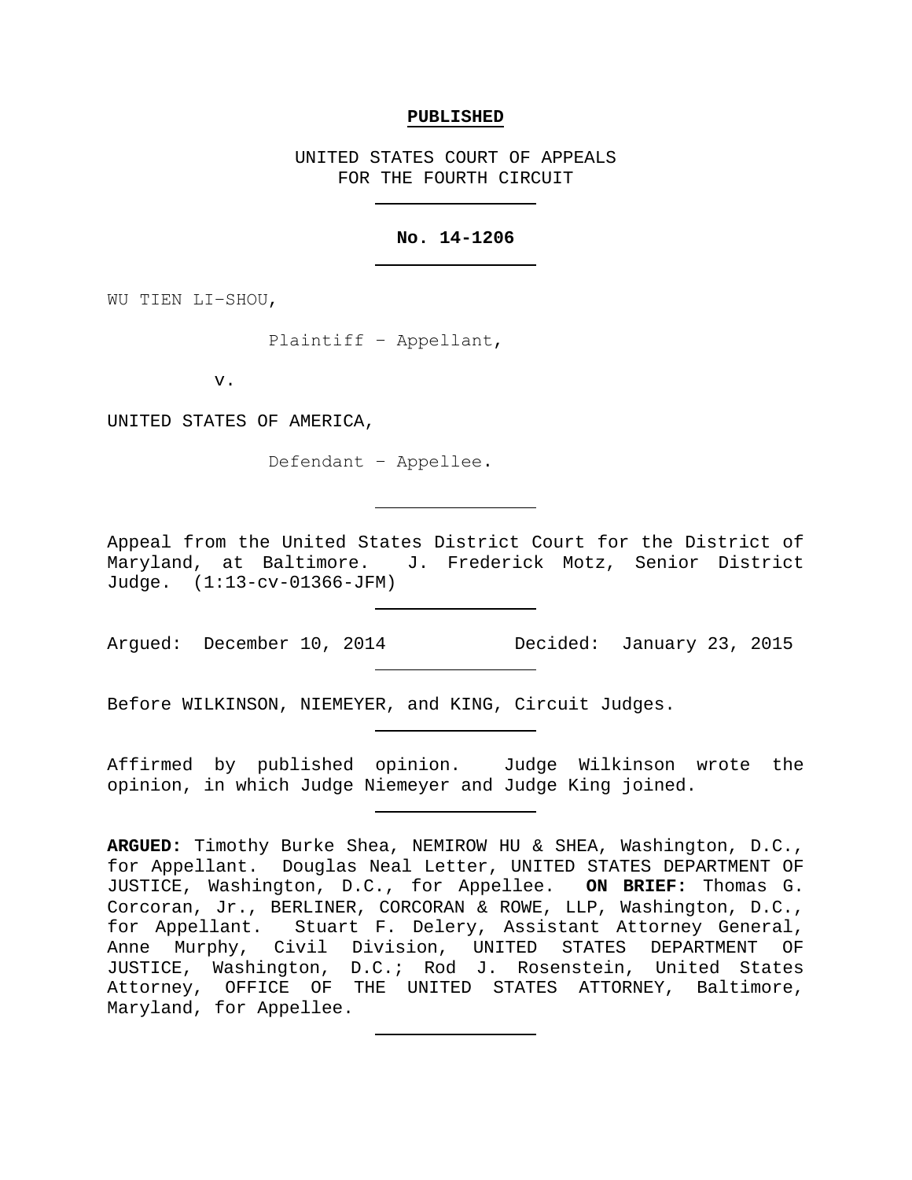**PUBLISHED**

UNITED STATES COURT OF APPEALS
FOR THE FOURTH CIRCUIT

---

**No. 14-1206**

---

WU TIEN LI–SHOU,

Plaintiff – Appellant,

v.

UNITED STATES OF AMERICA,

Defendant – Appellee.

---

Appeal from the United States District Court for the District of Maryland, at Baltimore. J. Frederick Motz, Senior District Judge. (1:13-cv-01366-JFM)

---

Argued: December 10, 2014 Decided: January 23, 2015

---

Before WILKINSON, NIEMEYER, and KING, Circuit Judges.

---

Affirmed by published opinion. Judge Wilkinson wrote the opinion, in which Judge Niemeyer and Judge King joined.

---

**ARGUED:** Timothy Burke Shea, NEMIROW HU & SHEA, Washington, D.C., for Appellant. Douglas Neal Letter, UNITED STATES DEPARTMENT OF JUSTICE, Washington, D.C., for Appellee. **ON BRIEF:** Thomas G. Corcoran, Jr., BERLINER, CORCORAN & ROWE, LLP, Washington, D.C., for Appellant. Stuart F. Delery, Assistant Attorney General, Anne Murphy, Civil Division, UNITED STATES DEPARTMENT OF JUSTICE, Washington, D.C.; Rod J. Rosenstein, United States Attorney, OFFICE OF THE UNITED STATES ATTORNEY, Baltimore, Maryland, for Appellee.

---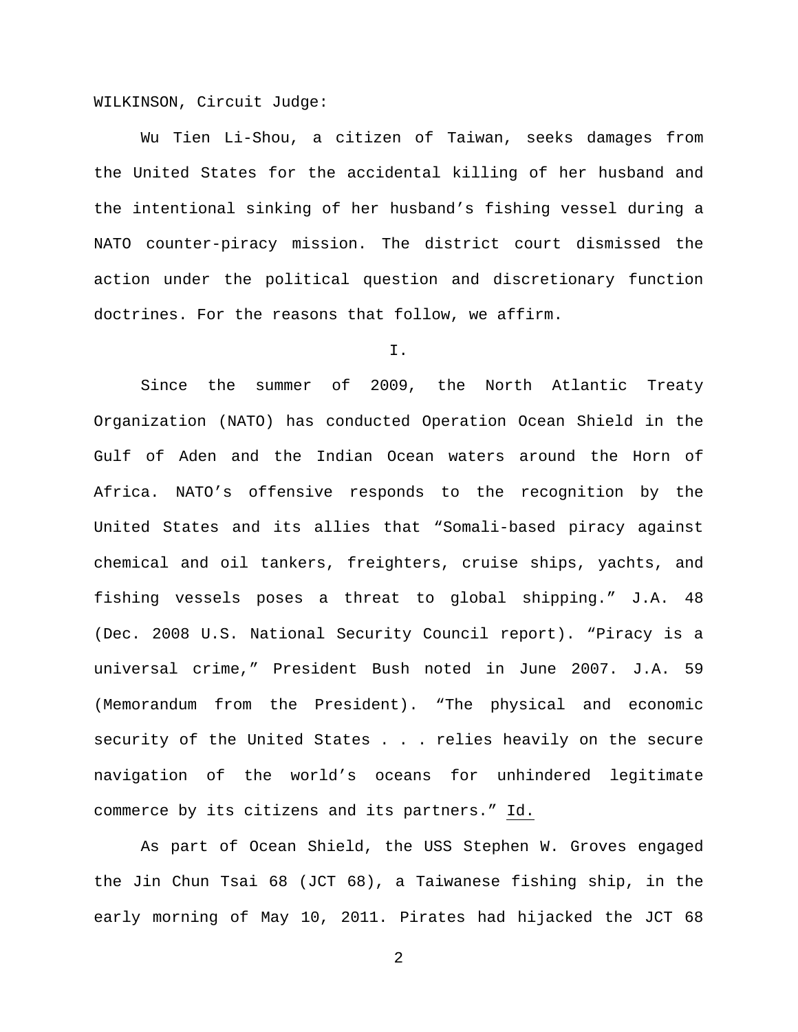WILKINSON, Circuit Judge:

Wu Tien Li-Shou, a citizen of Taiwan, seeks damages from the United States for the accidental killing of her husband and the intentional sinking of her husband's fishing vessel during a NATO counter-piracy mission. The district court dismissed the action under the political question and discretionary function doctrines. For the reasons that follow, we affirm.

I.

Since the summer of 2009, the North Atlantic Treaty Organization (NATO) has conducted Operation Ocean Shield in the Gulf of Aden and the Indian Ocean waters around the Horn of Africa. NATO's offensive responds to the recognition by the United States and its allies that "Somali-based piracy against chemical and oil tankers, freighters, cruise ships, yachts, and fishing vessels poses a threat to global shipping." J.A. 48 (Dec. 2008 U.S. National Security Council report). "Piracy is a universal crime," President Bush noted in June 2007. J.A. 59 (Memorandum from the President). "The physical and economic security of the United States . . . relies heavily on the secure navigation of the world's oceans for unhindered legitimate commerce by its citizens and its partners." Id.

As part of Ocean Shield, the USS Stephen W. Groves engaged the Jin Chun Tsai 68 (JCT 68), a Taiwanese fishing ship, in the early morning of May 10, 2011. Pirates had hijacked the JCT 68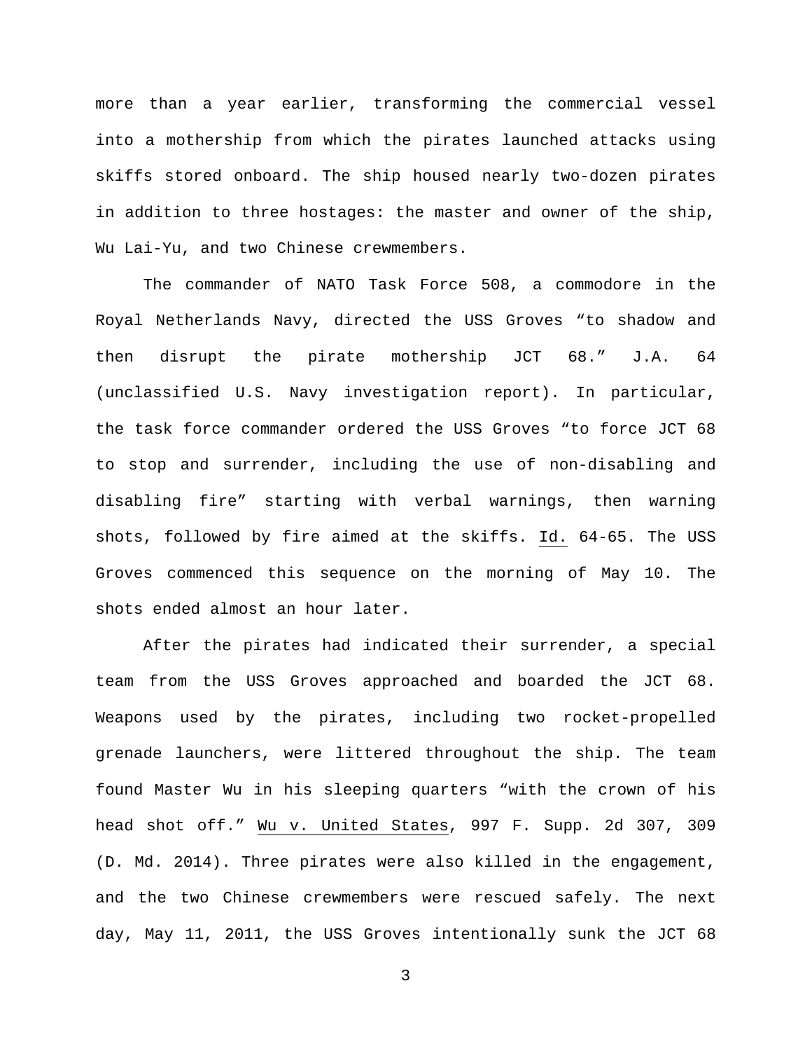more than a year earlier, transforming the commercial vessel into a mothership from which the pirates launched attacks using skiffs stored onboard. The ship housed nearly two-dozen pirates in addition to three hostages: the master and owner of the ship, Wu Lai-Yu, and two Chinese crewmembers.

The commander of NATO Task Force 508, a commodore in the Royal Netherlands Navy, directed the USS Groves "to shadow and then disrupt the pirate mothership JCT 68." J.A. 64 (unclassified U.S. Navy investigation report). In particular, the task force commander ordered the USS Groves "to force JCT 68 to stop and surrender, including the use of non-disabling and disabling fire" starting with verbal warnings, then warning shots, followed by fire aimed at the skiffs. Id. 64-65. The USS Groves commenced this sequence on the morning of May 10. The shots ended almost an hour later.

After the pirates had indicated their surrender, a special team from the USS Groves approached and boarded the JCT 68. Weapons used by the pirates, including two rocket-propelled grenade launchers, were littered throughout the ship. The team found Master Wu in his sleeping quarters "with the crown of his head shot off." Wu v. United States, 997 F. Supp. 2d 307, 309 (D. Md. 2014). Three pirates were also killed in the engagement, and the two Chinese crewmembers were rescued safely. The next day, May 11, 2011, the USS Groves intentionally sunk the JCT 68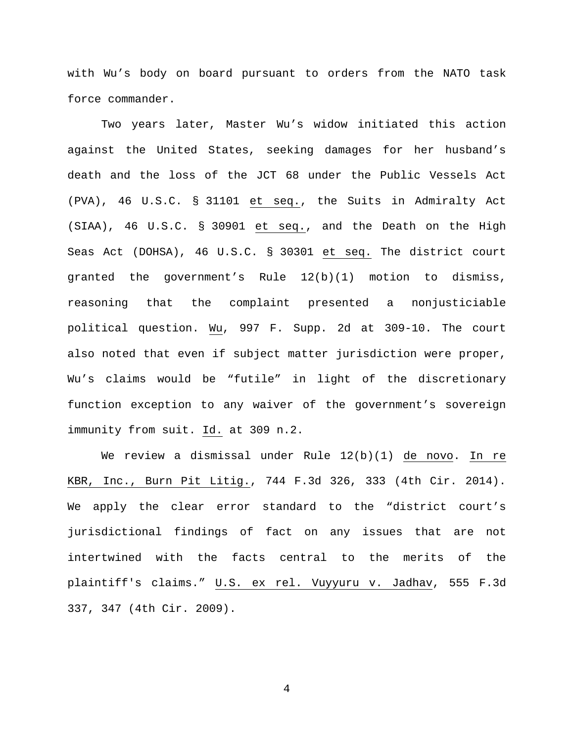with Wu's body on board pursuant to orders from the NATO task force commander.

Two years later, Master Wu's widow initiated this action against the United States, seeking damages for her husband's death and the loss of the JCT 68 under the Public Vessels Act (PVA), 46 U.S.C. § 31101 *et seq.*, the Suits in Admiralty Act (SIAA), 46 U.S.C. § 30901 *et seq.*, and the Death on the High Seas Act (DOHSA), 46 U.S.C. § 30301 *et seq.* The district court granted the government's Rule 12(b)(1) motion to dismiss, reasoning that the complaint presented a nonjusticiable political question. *Wu*, 997 F. Supp. 2d at 309-10. The court also noted that even if subject matter jurisdiction were proper, Wu's claims would be "futile" in light of the discretionary function exception to any waiver of the government's sovereign immunity from suit. *Id.* at 309 n.2.

We review a dismissal under Rule 12(b)(1) *de novo*. *In re KBR, Inc., Burn Pit Litig.*, 744 F.3d 326, 333 (4th Cir. 2014). We apply the clear error standard to the "district court's jurisdictional findings of fact on any issues that are not intertwined with the facts central to the merits of the plaintiff's claims." *U.S. ex rel. Vuyyuru v. Jadhav*, 555 F.3d 337, 347 (4th Cir. 2009).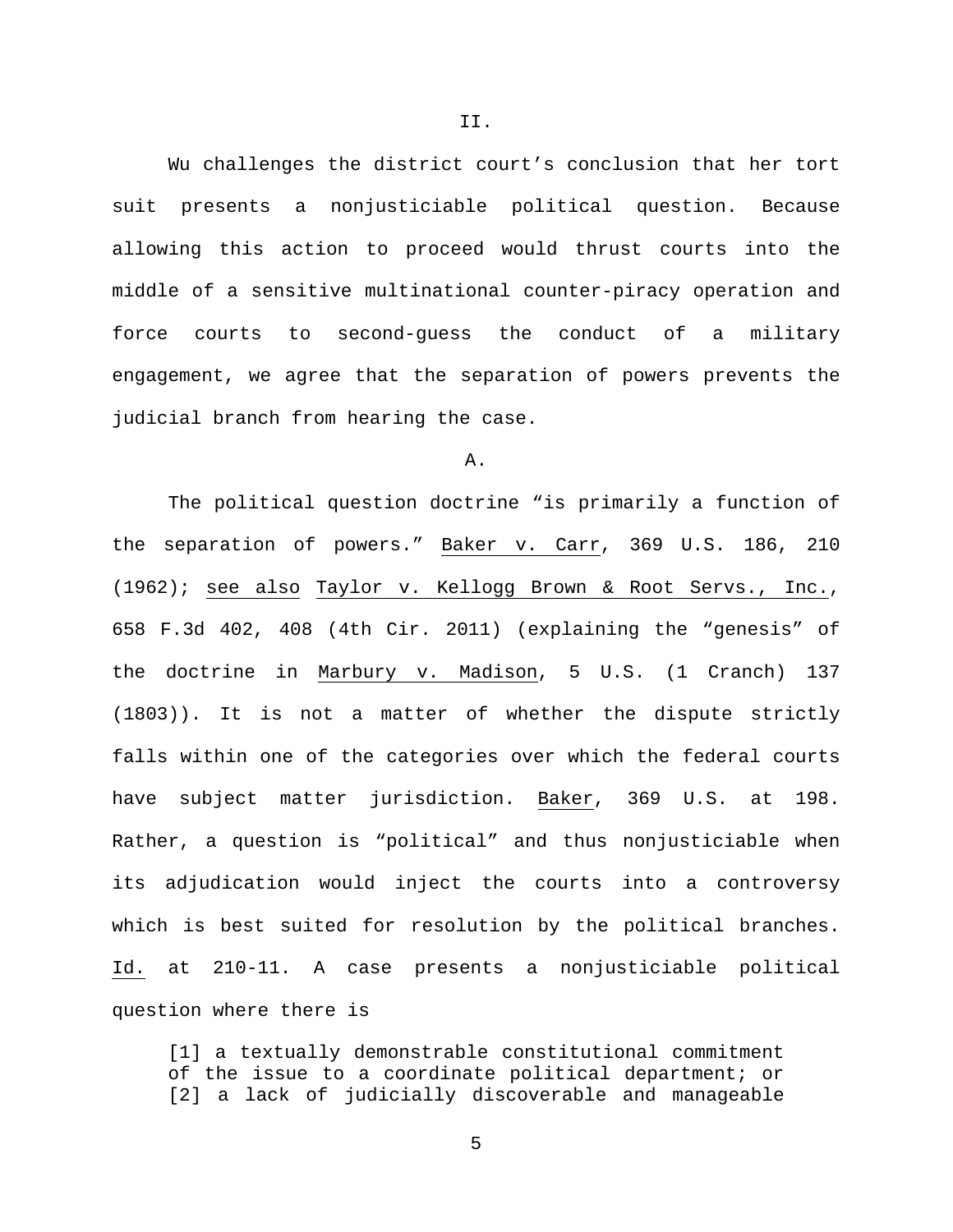II.

Wu challenges the district court's conclusion that her tort suit presents a nonjusticiable political question. Because allowing this action to proceed would thrust courts into the middle of a sensitive multinational counter-piracy operation and force courts to second-guess the conduct of a military engagement, we agree that the separation of powers prevents the judicial branch from hearing the case.

A.

The political question doctrine "is primarily a function of the separation of powers." Baker v. Carr, 369 U.S. 186, 210 (1962); *see also* Taylor v. Kellogg Brown & Root Servs., Inc., 658 F.3d 402, 408 (4th Cir. 2011) (explaining the "genesis" of the doctrine in Marbury v. Madison, 5 U.S. (1 Cranch) 137 (1803)). It is not a matter of whether the dispute strictly falls within one of the categories over which the federal courts have subject matter jurisdiction. Baker, 369 U.S. at 198. Rather, a question is "political" and thus nonjusticiable when its adjudication would inject the courts into a controversy which is best suited for resolution by the political branches. *Id.* at 210-11. A case presents a nonjusticiable political question where there is

> [1] a textually demonstrable constitutional commitment of the issue to a coordinate political department; or [2] a lack of judicially discoverable and manageable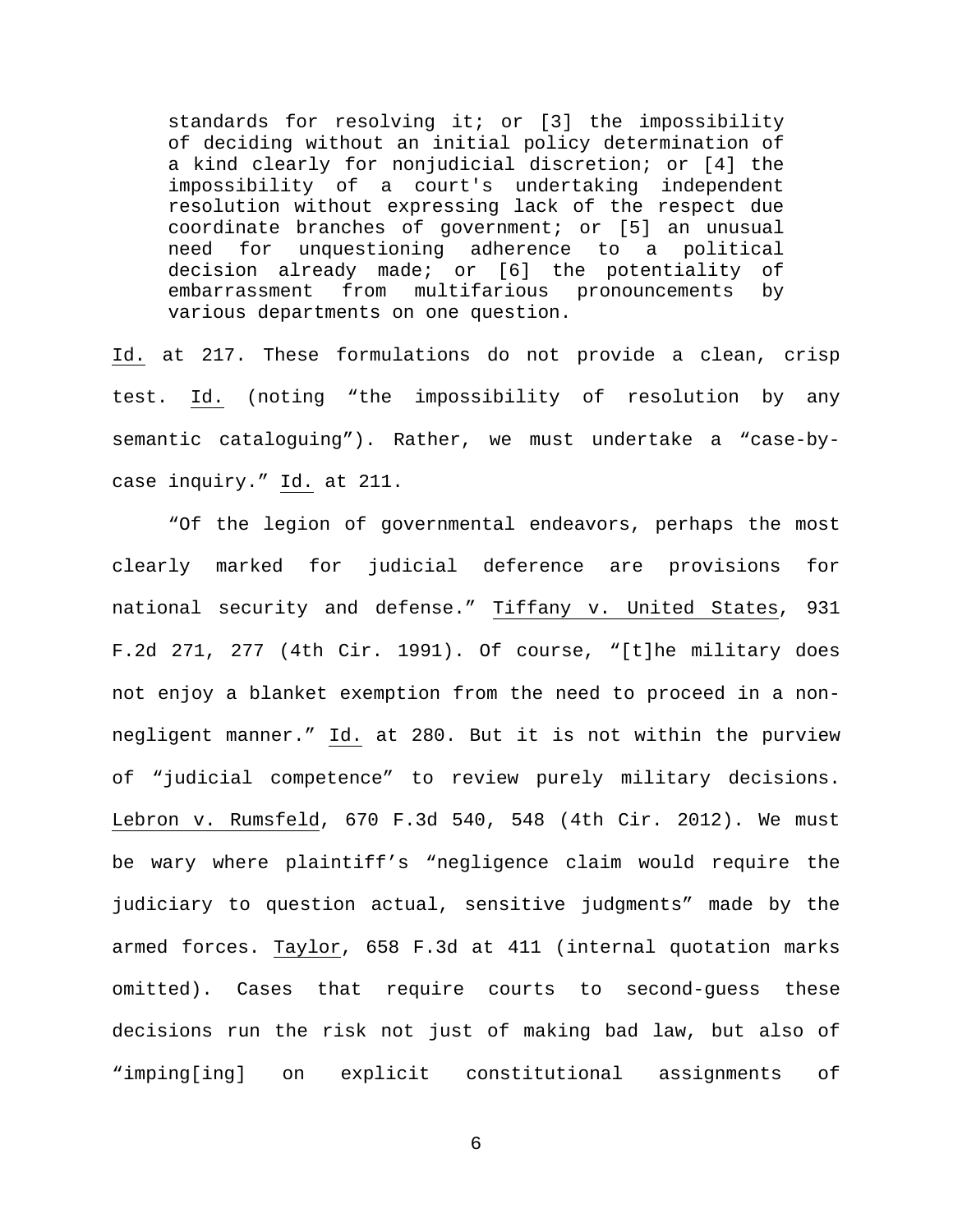> standards for resolving it; or [3] the impossibility of deciding without an initial policy determination of a kind clearly for nonjudicial discretion; or [4] the impossibility of a court's undertaking independent resolution without expressing lack of the respect due coordinate branches of government; or [5] an unusual need for unquestioning adherence to a political decision already made; or [6] the potentiality of embarrassment from multifarious pronouncements by various departments on one question.

Id. at 217. These formulations do not provide a clean, crisp test. Id. (noting "the impossibility of resolution by any semantic cataloguing"). Rather, we must undertake a "case-by-case inquiry." Id. at 211.

"Of the legion of governmental endeavors, perhaps the most clearly marked for judicial deference are provisions for national security and defense." Tiffany v. United States, 931 F.2d 271, 277 (4th Cir. 1991). Of course, "[t]he military does not enjoy a blanket exemption from the need to proceed in a non-negligent manner." Id. at 280. But it is not within the purview of "judicial competence" to review purely military decisions. Lebron v. Rumsfeld, 670 F.3d 540, 548 (4th Cir. 2012). We must be wary where plaintiff's "negligence claim would require the judiciary to question actual, sensitive judgments" made by the armed forces. Taylor, 658 F.3d at 411 (internal quotation marks omitted). Cases that require courts to second-guess these decisions run the risk not just of making bad law, but also of "imping[ing] on explicit constitutional assignments of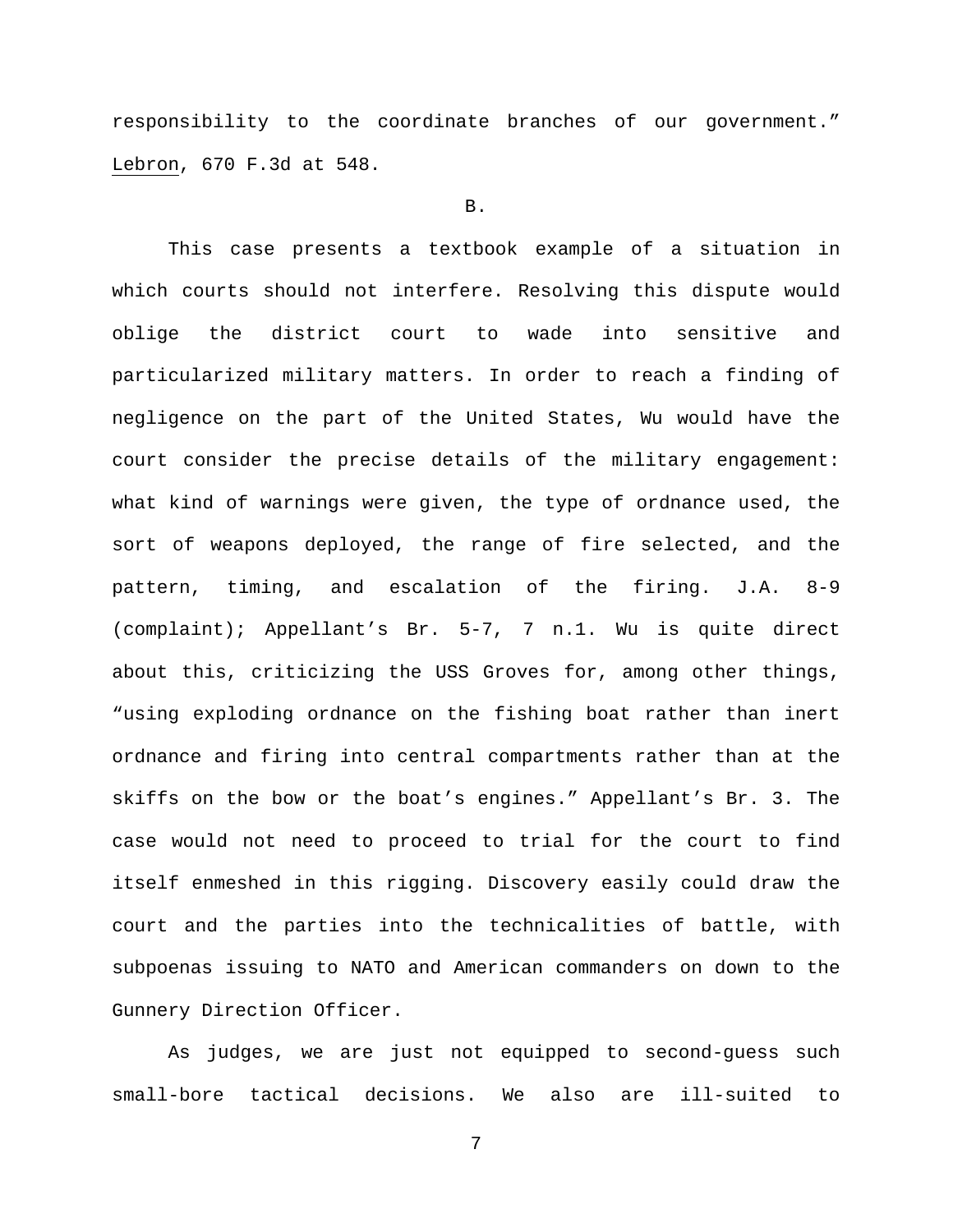responsibility to the coordinate branches of our government." Lebron, 670 F.3d at 548.

B.

This case presents a textbook example of a situation in which courts should not interfere. Resolving this dispute would oblige the district court to wade into sensitive and particularized military matters. In order to reach a finding of negligence on the part of the United States, Wu would have the court consider the precise details of the military engagement: what kind of warnings were given, the type of ordnance used, the sort of weapons deployed, the range of fire selected, and the pattern, timing, and escalation of the firing. J.A. 8-9 (complaint); Appellant's Br. 5-7, 7 n.1. Wu is quite direct about this, criticizing the USS Groves for, among other things, "using exploding ordnance on the fishing boat rather than inert ordnance and firing into central compartments rather than at the skiffs on the bow or the boat's engines." Appellant's Br. 3. The case would not need to proceed to trial for the court to find itself enmeshed in this rigging. Discovery easily could draw the court and the parties into the technicalities of battle, with subpoenas issuing to NATO and American commanders on down to the Gunnery Direction Officer.

As judges, we are just not equipped to second-guess such small-bore tactical decisions. We also are ill-suited to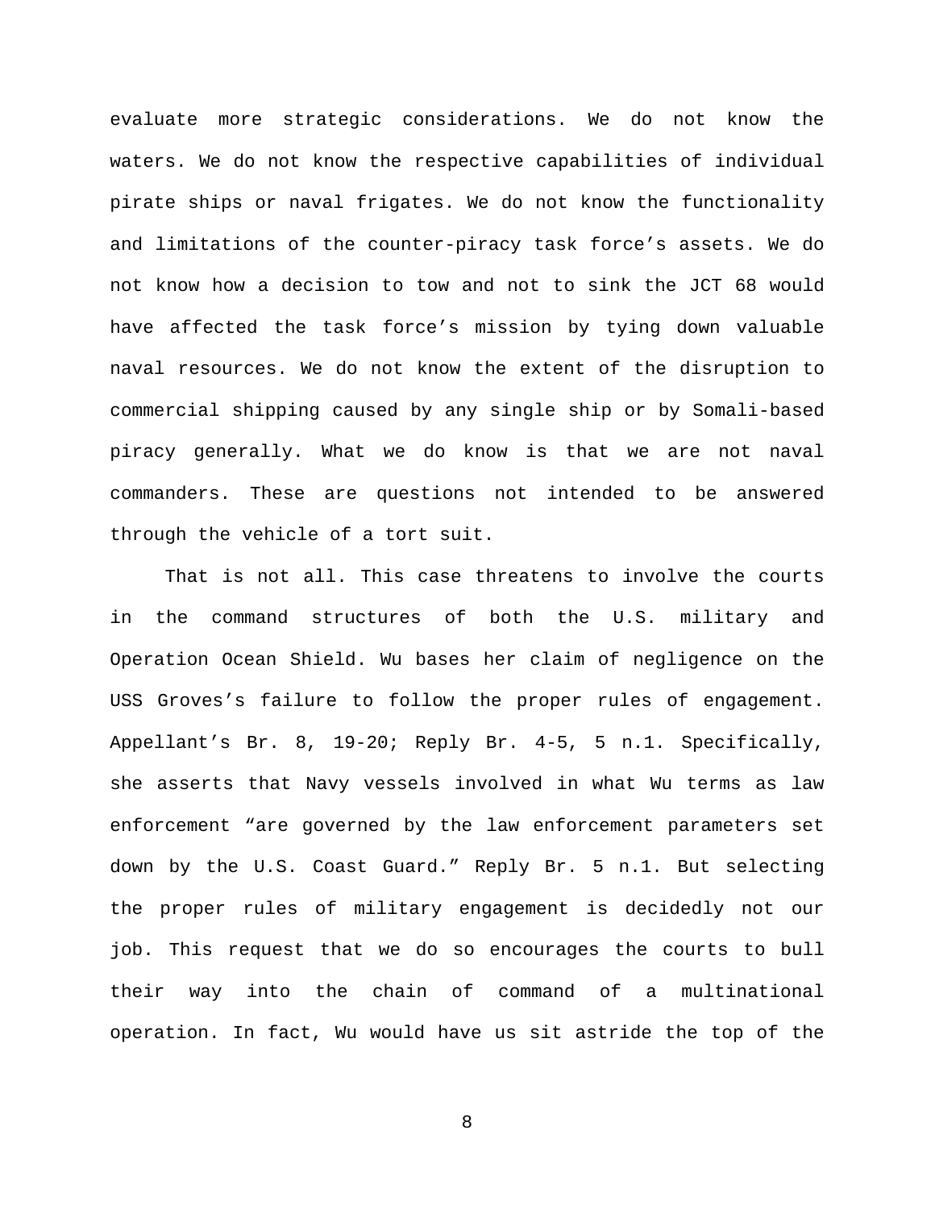evaluate more strategic considerations. We do not know the waters. We do not know the respective capabilities of individual pirate ships or naval frigates. We do not know the functionality and limitations of the counter-piracy task force's assets. We do not know how a decision to tow and not to sink the JCT 68 would have affected the task force's mission by tying down valuable naval resources. We do not know the extent of the disruption to commercial shipping caused by any single ship or by Somali-based piracy generally. What we do know is that we are not naval commanders. These are questions not intended to be answered through the vehicle of a tort suit.

That is not all. This case threatens to involve the courts in the command structures of both the U.S. military and Operation Ocean Shield. Wu bases her claim of negligence on the USS Groves's failure to follow the proper rules of engagement. Appellant's Br. 8, 19-20; Reply Br. 4-5, 5 n.1. Specifically, she asserts that Navy vessels involved in what Wu terms as law enforcement "are governed by the law enforcement parameters set down by the U.S. Coast Guard." Reply Br. 5 n.1. But selecting the proper rules of military engagement is decidedly not our job. This request that we do so encourages the courts to bull their way into the chain of command of a multinational operation. In fact, Wu would have us sit astride the top of the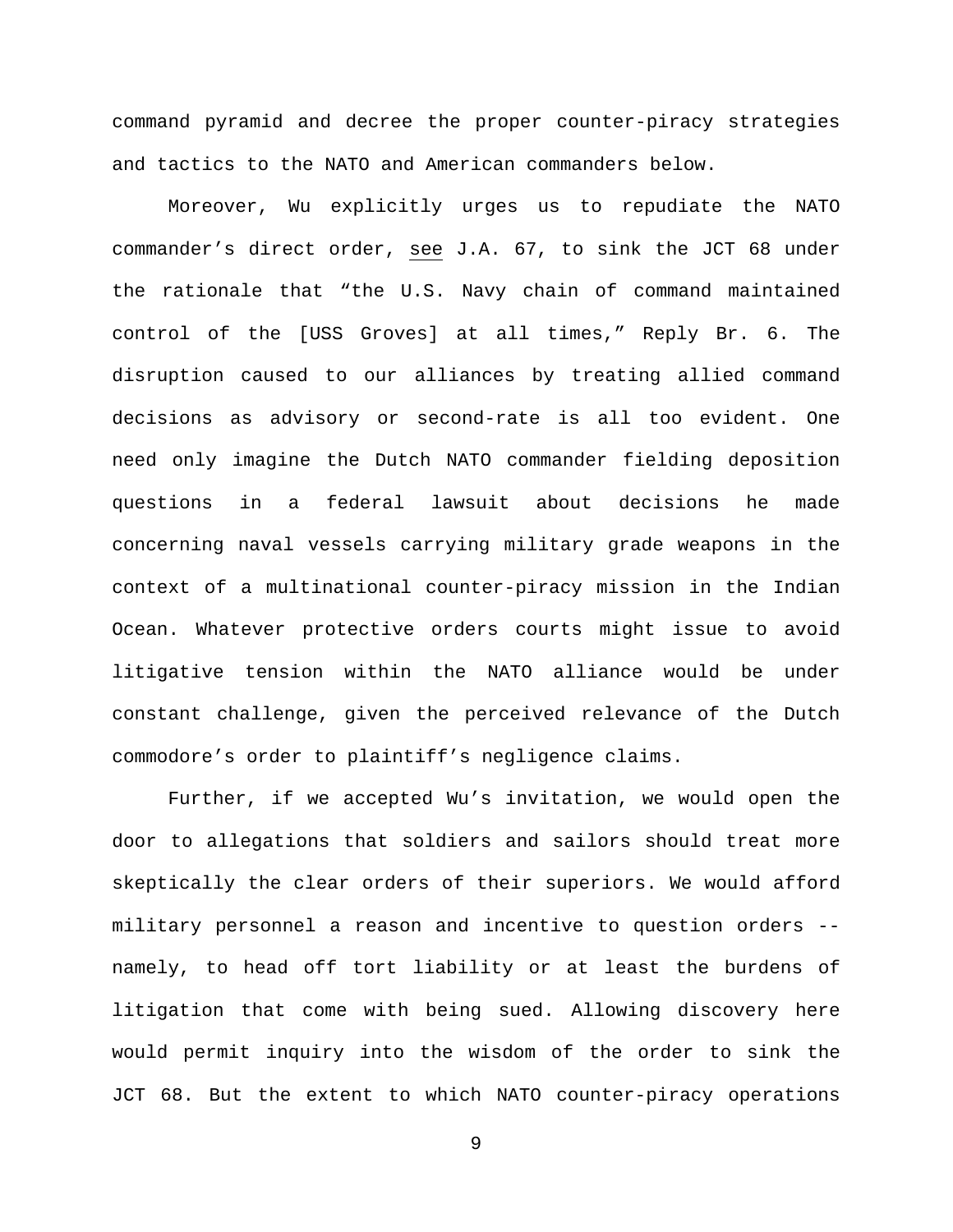command pyramid and decree the proper counter-piracy strategies and tactics to the NATO and American commanders below.

Moreover, Wu explicitly urges us to repudiate the NATO commander's direct order, see J.A. 67, to sink the JCT 68 under the rationale that "the U.S. Navy chain of command maintained control of the [USS Groves] at all times," Reply Br. 6. The disruption caused to our alliances by treating allied command decisions as advisory or second-rate is all too evident. One need only imagine the Dutch NATO commander fielding deposition questions in a federal lawsuit about decisions he made concerning naval vessels carrying military grade weapons in the context of a multinational counter-piracy mission in the Indian Ocean. Whatever protective orders courts might issue to avoid litigative tension within the NATO alliance would be under constant challenge, given the perceived relevance of the Dutch commodore's order to plaintiff's negligence claims.

Further, if we accepted Wu's invitation, we would open the door to allegations that soldiers and sailors should treat more skeptically the clear orders of their superiors. We would afford military personnel a reason and incentive to question orders -- namely, to head off tort liability or at least the burdens of litigation that come with being sued. Allowing discovery here would permit inquiry into the wisdom of the order to sink the JCT 68. But the extent to which NATO counter-piracy operations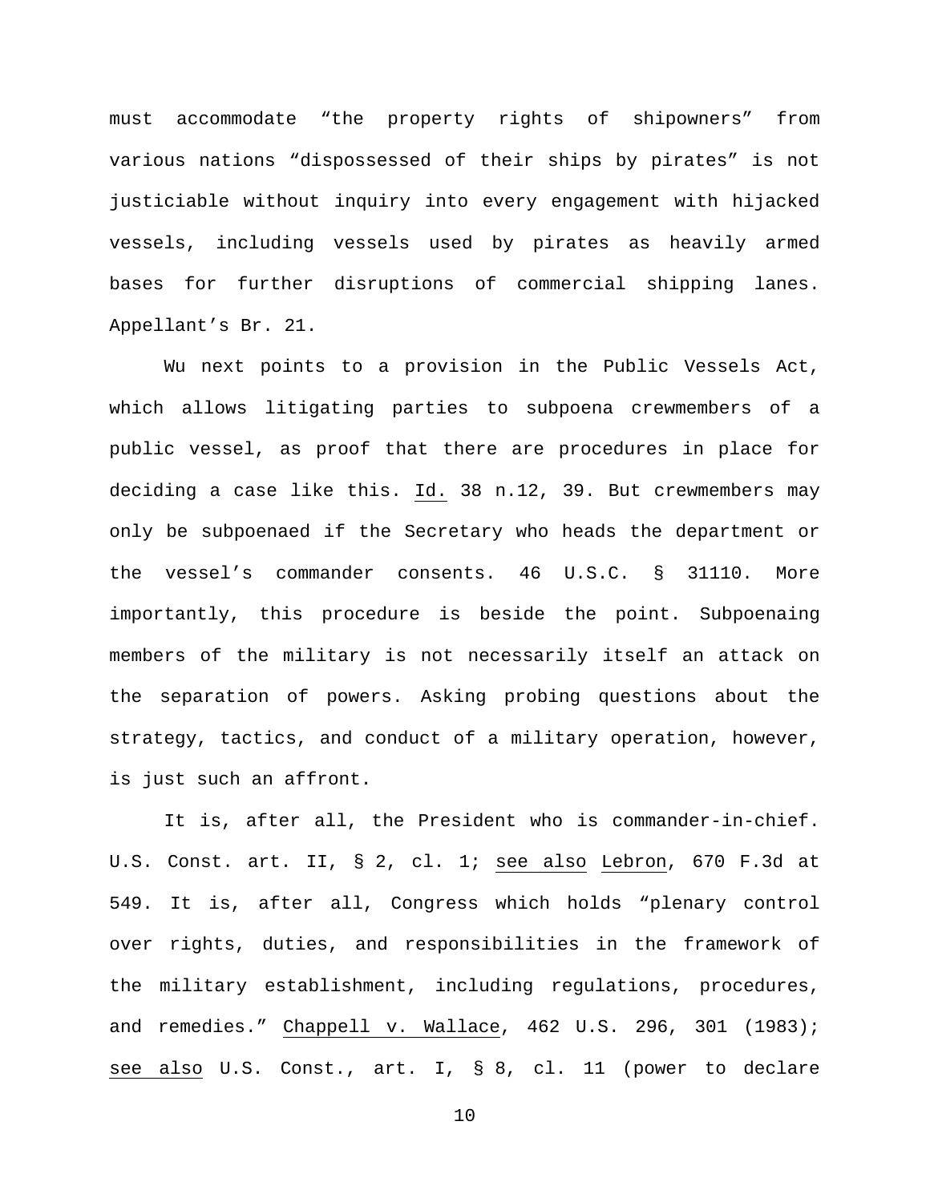must accommodate "the property rights of shipowners" from various nations "dispossessed of their ships by pirates" is not justiciable without inquiry into every engagement with hijacked vessels, including vessels used by pirates as heavily armed bases for further disruptions of commercial shipping lanes. Appellant's Br. 21.

Wu next points to a provision in the Public Vessels Act, which allows litigating parties to subpoena crewmembers of a public vessel, as proof that there are procedures in place for deciding a case like this. Id. 38 n.12, 39. But crewmembers may only be subpoenaed if the Secretary who heads the department or the vessel's commander consents. 46 U.S.C. § 31110. More importantly, this procedure is beside the point. Subpoenaing members of the military is not necessarily itself an attack on the separation of powers. Asking probing questions about the strategy, tactics, and conduct of a military operation, however, is just such an affront.

It is, after all, the President who is commander-in-chief. U.S. Const. art. II, § 2, cl. 1; see also Lebron, 670 F.3d at 549. It is, after all, Congress which holds "plenary control over rights, duties, and responsibilities in the framework of the military establishment, including regulations, procedures, and remedies." Chappell v. Wallace, 462 U.S. 296, 301 (1983); see also U.S. Const., art. I, § 8, cl. 11 (power to declare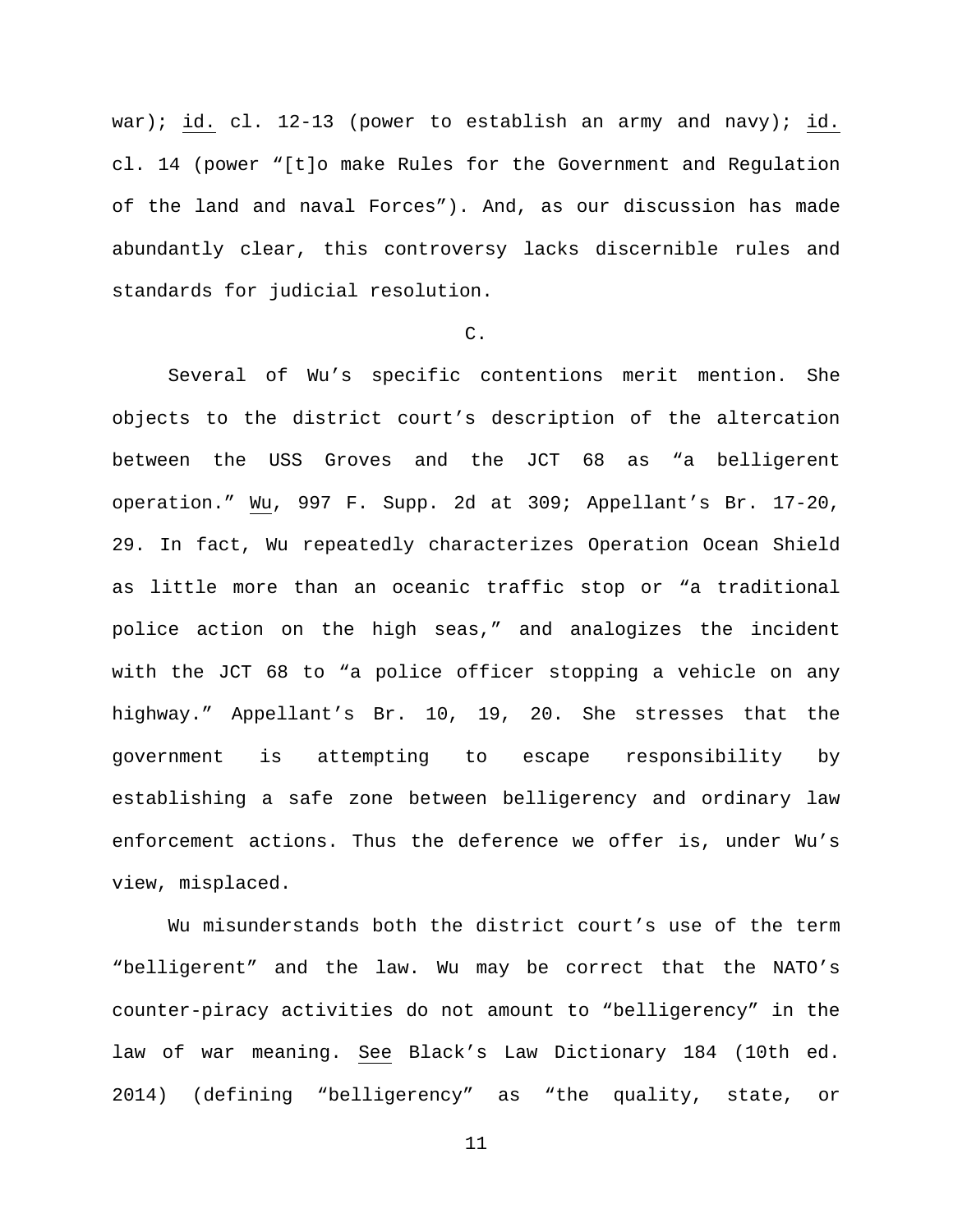war); id. cl. 12-13 (power to establish an army and navy); id. cl. 14 (power "[t]o make Rules for the Government and Regulation of the land and naval Forces"). And, as our discussion has made abundantly clear, this controversy lacks discernible rules and standards for judicial resolution.

C.

Several of Wu's specific contentions merit mention. She objects to the district court's description of the altercation between the USS Groves and the JCT 68 as "a belligerent operation." Wu, 997 F. Supp. 2d at 309; Appellant's Br. 17-20, 29. In fact, Wu repeatedly characterizes Operation Ocean Shield as little more than an oceanic traffic stop or "a traditional police action on the high seas," and analogizes the incident with the JCT 68 to "a police officer stopping a vehicle on any highway." Appellant's Br. 10, 19, 20. She stresses that the government is attempting to escape responsibility by establishing a safe zone between belligerency and ordinary law enforcement actions. Thus the deference we offer is, under Wu's view, misplaced.

Wu misunderstands both the district court's use of the term "belligerent" and the law. Wu may be correct that the NATO's counter-piracy activities do not amount to "belligerency" in the law of war meaning. See Black's Law Dictionary 184 (10th ed. 2014) (defining "belligerency" as "the quality, state, or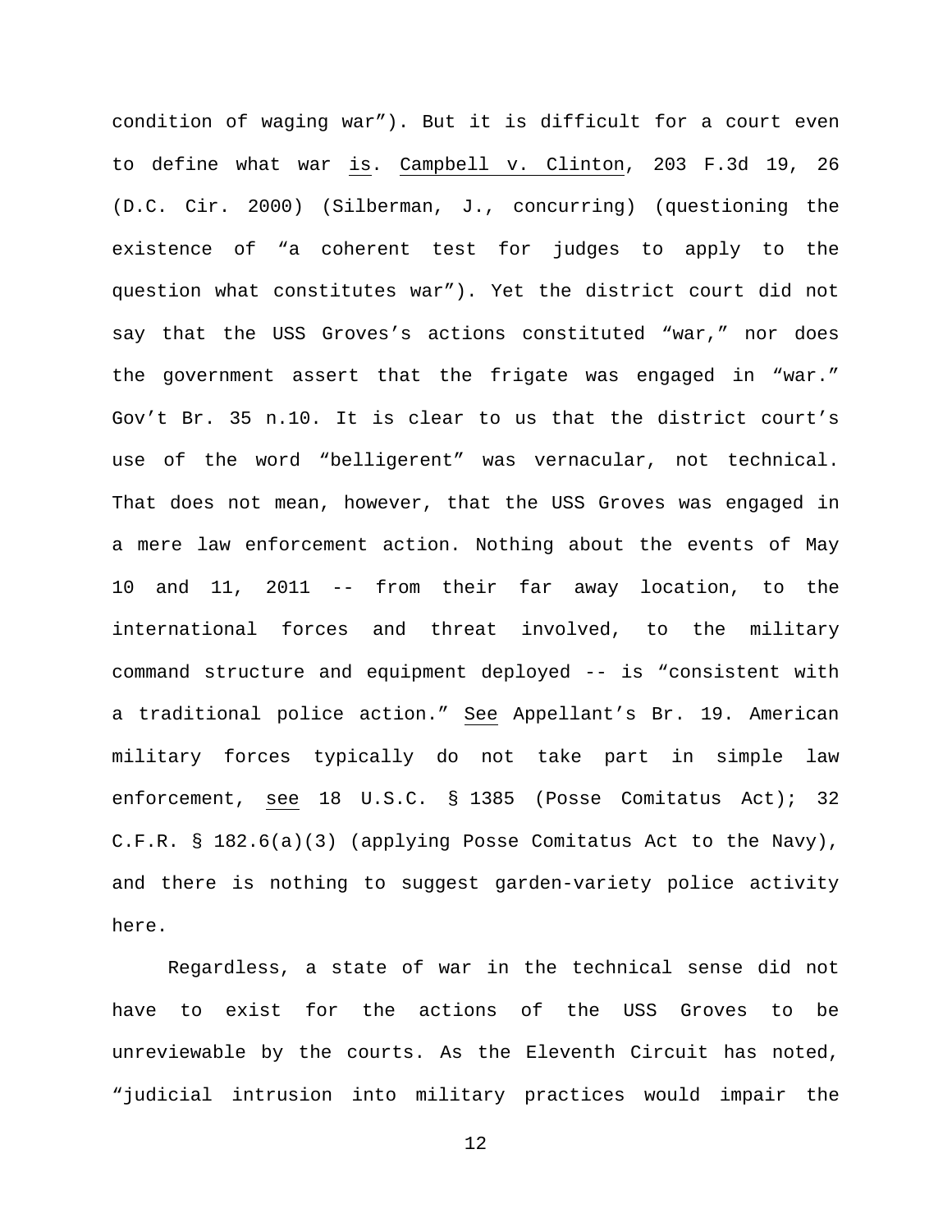condition of waging war"). But it is difficult for a court even to define what war is. Campbell v. Clinton, 203 F.3d 19, 26 (D.C. Cir. 2000) (Silberman, J., concurring) (questioning the existence of "a coherent test for judges to apply to the question what constitutes war"). Yet the district court did not say that the USS Groves's actions constituted "war," nor does the government assert that the frigate was engaged in "war." Gov't Br. 35 n.10. It is clear to us that the district court's use of the word "belligerent" was vernacular, not technical. That does not mean, however, that the USS Groves was engaged in a mere law enforcement action. Nothing about the events of May 10 and 11, 2011 -- from their far away location, to the international forces and threat involved, to the military command structure and equipment deployed -- is "consistent with a traditional police action." See Appellant's Br. 19. American military forces typically do not take part in simple law enforcement, see 18 U.S.C. § 1385 (Posse Comitatus Act); 32 C.F.R. § 182.6(a)(3) (applying Posse Comitatus Act to the Navy), and there is nothing to suggest garden-variety police activity here.

Regardless, a state of war in the technical sense did not have to exist for the actions of the USS Groves to be unreviewable by the courts. As the Eleventh Circuit has noted, "judicial intrusion into military practices would impair the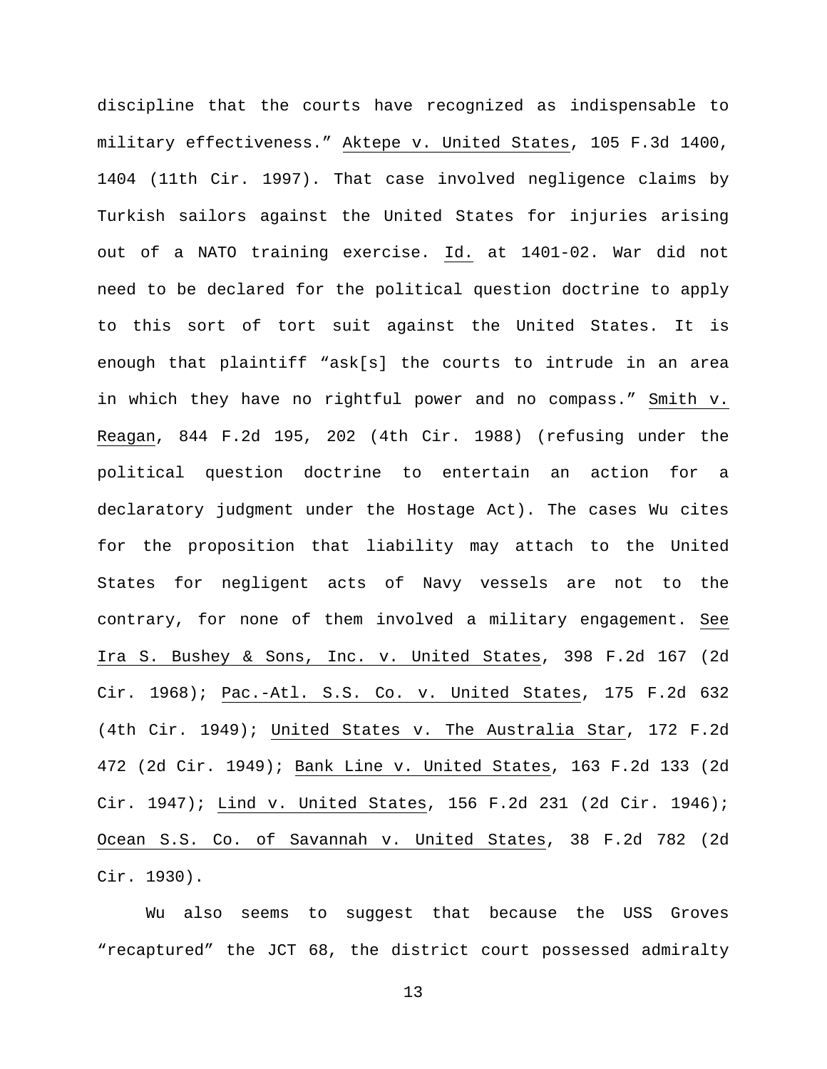discipline that the courts have recognized as indispensable to military effectiveness." Aktepe v. United States, 105 F.3d 1400, 1404 (11th Cir. 1997). That case involved negligence claims by Turkish sailors against the United States for injuries arising out of a NATO training exercise. Id. at 1401-02. War did not need to be declared for the political question doctrine to apply to this sort of tort suit against the United States. It is enough that plaintiff "ask[s] the courts to intrude in an area in which they have no rightful power and no compass." Smith v. Reagan, 844 F.2d 195, 202 (4th Cir. 1988) (refusing under the political question doctrine to entertain an action for a declaratory judgment under the Hostage Act). The cases Wu cites for the proposition that liability may attach to the United States for negligent acts of Navy vessels are not to the contrary, for none of them involved a military engagement. See Ira S. Bushey & Sons, Inc. v. United States, 398 F.2d 167 (2d Cir. 1968); Pac.-Atl. S.S. Co. v. United States, 175 F.2d 632 (4th Cir. 1949); United States v. The Australia Star, 172 F.2d 472 (2d Cir. 1949); Bank Line v. United States, 163 F.2d 133 (2d Cir. 1947); Lind v. United States, 156 F.2d 231 (2d Cir. 1946); Ocean S.S. Co. of Savannah v. United States, 38 F.2d 782 (2d Cir. 1930).

Wu also seems to suggest that because the USS Groves "recaptured" the JCT 68, the district court possessed admiralty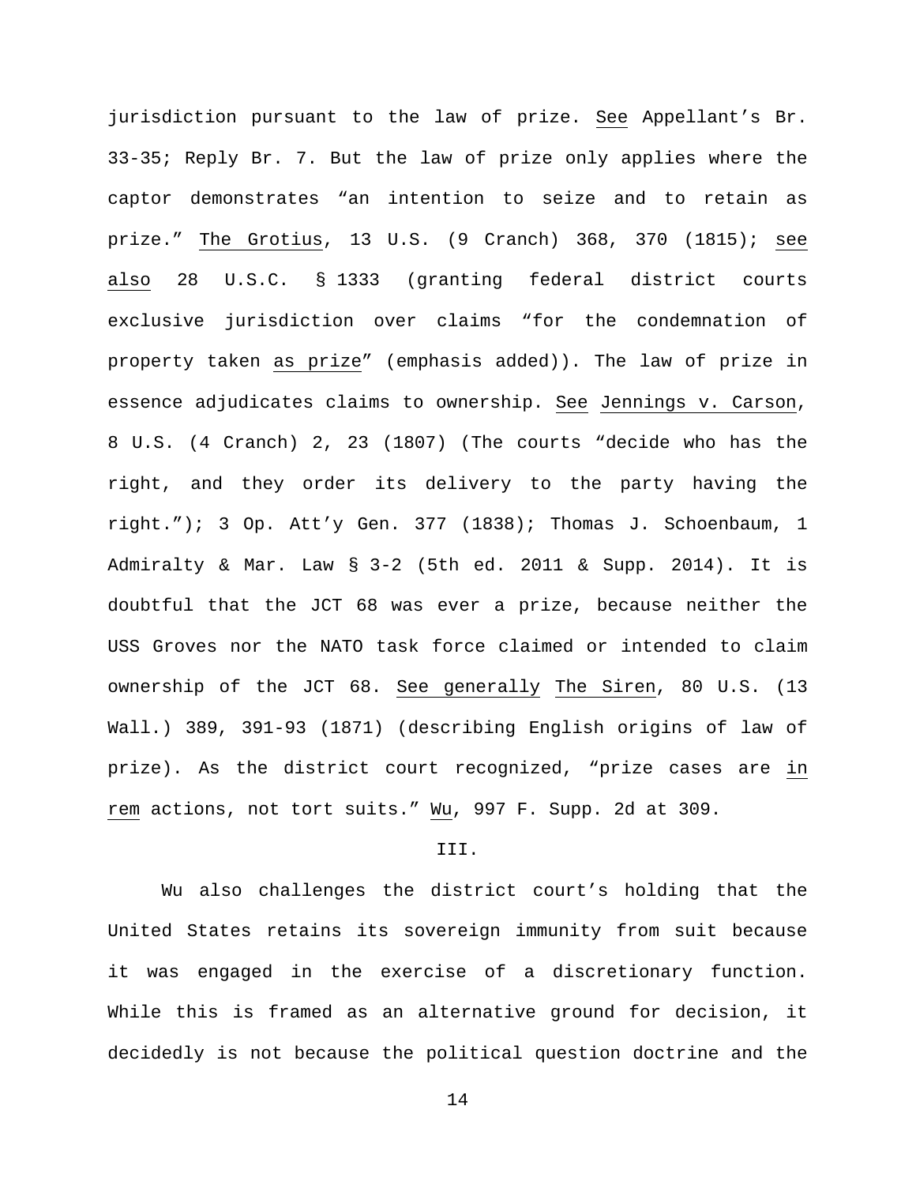jurisdiction pursuant to the law of prize. See Appellant's Br. 33-35; Reply Br. 7. But the law of prize only applies where the captor demonstrates "an intention to seize and to retain as prize." The Grotius, 13 U.S. (9 Cranch) 368, 370 (1815); see also 28 U.S.C. § 1333 (granting federal district courts exclusive jurisdiction over claims "for the condemnation of property taken as prize" (emphasis added)). The law of prize in essence adjudicates claims to ownership. See Jennings v. Carson, 8 U.S. (4 Cranch) 2, 23 (1807) (The courts "decide who has the right, and they order its delivery to the party having the right."); 3 Op. Att'y Gen. 377 (1838); Thomas J. Schoenbaum, 1 Admiralty & Mar. Law § 3-2 (5th ed. 2011 & Supp. 2014). It is doubtful that the JCT 68 was ever a prize, because neither the USS Groves nor the NATO task force claimed or intended to claim ownership of the JCT 68. See generally The Siren, 80 U.S. (13 Wall.) 389, 391-93 (1871) (describing English origins of law of prize). As the district court recognized, "prize cases are in rem actions, not tort suits." Wu, 997 F. Supp. 2d at 309.

## III.

Wu also challenges the district court's holding that the United States retains its sovereign immunity from suit because it was engaged in the exercise of a discretionary function. While this is framed as an alternative ground for decision, it decidedly is not because the political question doctrine and the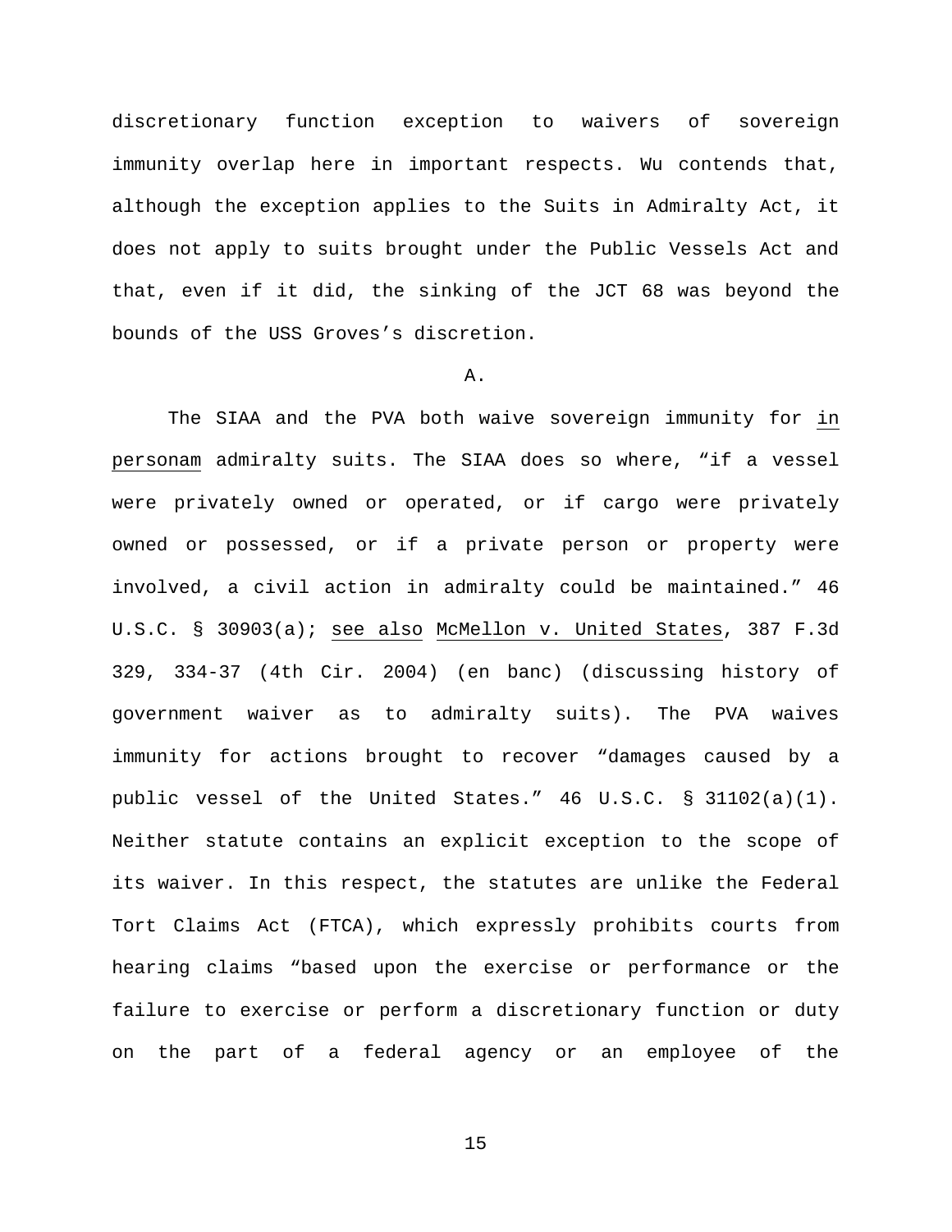discretionary function exception to waivers of sovereign immunity overlap here in important respects. Wu contends that, although the exception applies to the Suits in Admiralty Act, it does not apply to suits brought under the Public Vessels Act and that, even if it did, the sinking of the JCT 68 was beyond the bounds of the USS Groves's discretion.

A.

The SIAA and the PVA both waive sovereign immunity for _in personam_ admiralty suits. The SIAA does so where, "if a vessel were privately owned or operated, or if cargo were privately owned or possessed, or if a private person or property were involved, a civil action in admiralty could be maintained." 46 U.S.C. § 30903(a); _see also_ _McMellon v. United States_, 387 F.3d 329, 334-37 (4th Cir. 2004) (en banc) (discussing history of government waiver as to admiralty suits). The PVA waives immunity for actions brought to recover "damages caused by a public vessel of the United States." 46 U.S.C. § 31102(a)(1). Neither statute contains an explicit exception to the scope of its waiver. In this respect, the statutes are unlike the Federal Tort Claims Act (FTCA), which expressly prohibits courts from hearing claims "based upon the exercise or performance or the failure to exercise or perform a discretionary function or duty on the part of a federal agency or an employee of the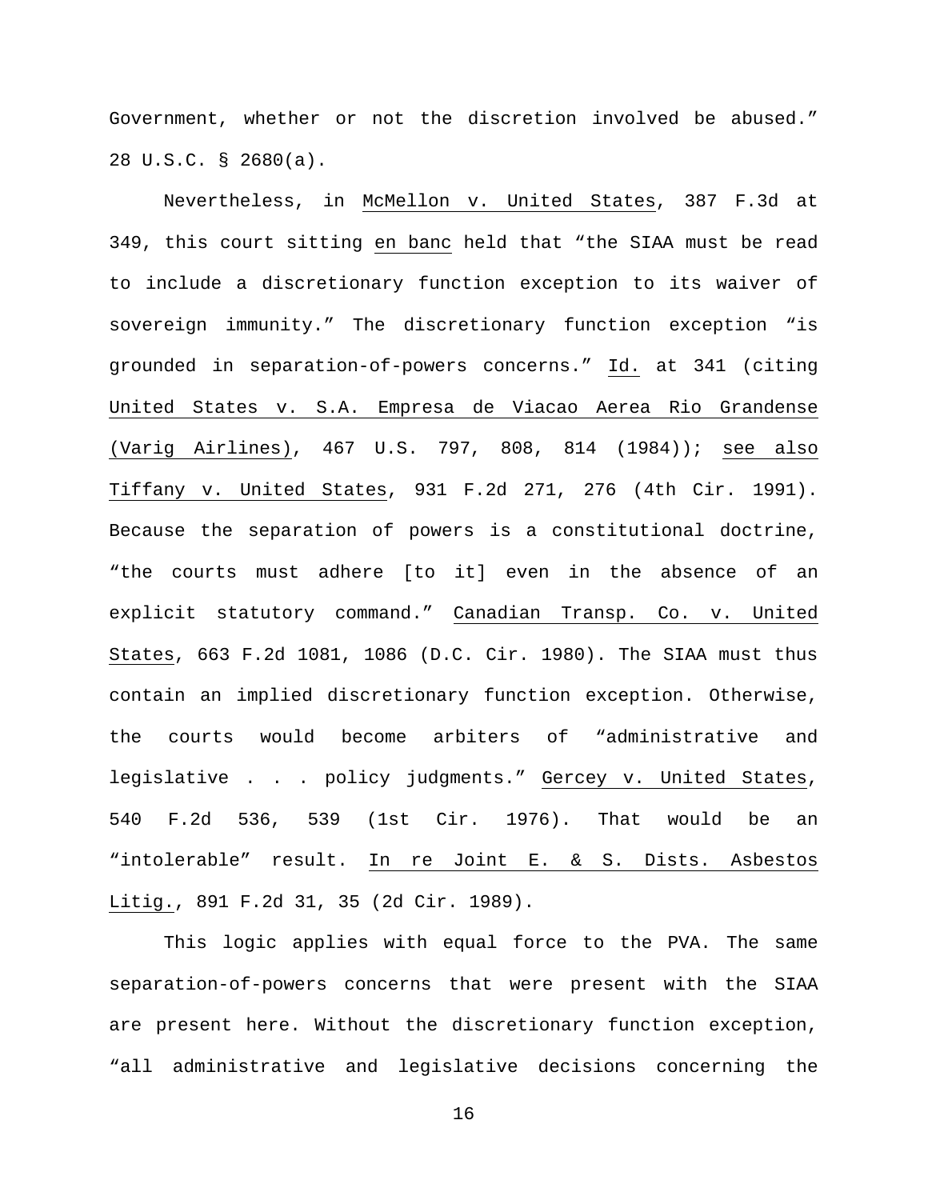Government, whether or not the discretion involved be abused." 28 U.S.C. § 2680(a).

Nevertheless, in McMellon v. United States, 387 F.3d at 349, this court sitting en banc held that "the SIAA must be read to include a discretionary function exception to its waiver of sovereign immunity." The discretionary function exception "is grounded in separation-of-powers concerns." Id. at 341 (citing United States v. S.A. Empresa de Viacao Aerea Rio Grandense (Varig Airlines), 467 U.S. 797, 808, 814 (1984)); see also Tiffany v. United States, 931 F.2d 271, 276 (4th Cir. 1991). Because the separation of powers is a constitutional doctrine, "the courts must adhere [to it] even in the absence of an explicit statutory command." Canadian Transp. Co. v. United States, 663 F.2d 1081, 1086 (D.C. Cir. 1980). The SIAA must thus contain an implied discretionary function exception. Otherwise, the courts would become arbiters of "administrative and legislative . . . policy judgments." Gercey v. United States, 540 F.2d 536, 539 (1st Cir. 1976). That would be an "intolerable" result. In re Joint E. & S. Dists. Asbestos Litig., 891 F.2d 31, 35 (2d Cir. 1989).

This logic applies with equal force to the PVA. The same separation-of-powers concerns that were present with the SIAA are present here. Without the discretionary function exception, "all administrative and legislative decisions concerning the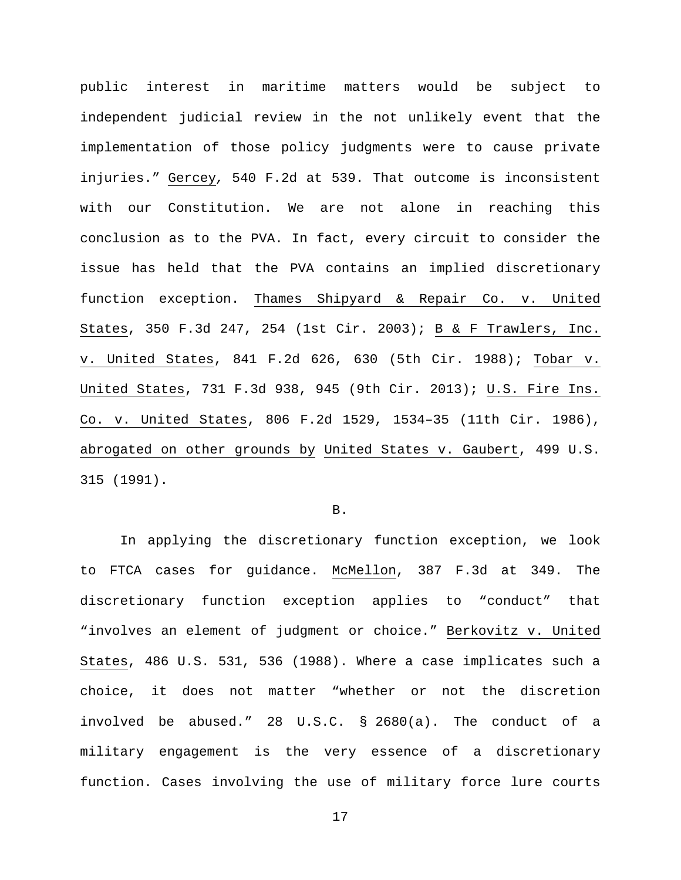public interest in maritime matters would be subject to independent judicial review in the not unlikely event that the implementation of those policy judgments were to cause private injuries." Gercey, 540 F.2d at 539. That outcome is inconsistent with our Constitution. We are not alone in reaching this conclusion as to the PVA. In fact, every circuit to consider the issue has held that the PVA contains an implied discretionary function exception. Thames Shipyard & Repair Co. v. United States, 350 F.3d 247, 254 (1st Cir. 2003); B & F Trawlers, Inc. v. United States, 841 F.2d 626, 630 (5th Cir. 1988); Tobar v. United States, 731 F.3d 938, 945 (9th Cir. 2013); U.S. Fire Ins. Co. v. United States, 806 F.2d 1529, 1534–35 (11th Cir. 1986), abrogated on other grounds by United States v. Gaubert, 499 U.S. 315 (1991).

B.

In applying the discretionary function exception, we look to FTCA cases for guidance. McMellon, 387 F.3d at 349. The discretionary function exception applies to "conduct" that "involves an element of judgment or choice." Berkovitz v. United States, 486 U.S. 531, 536 (1988). Where a case implicates such a choice, it does not matter "whether or not the discretion involved be abused." 28 U.S.C. § 2680(a). The conduct of a military engagement is the very essence of a discretionary function. Cases involving the use of military force lure courts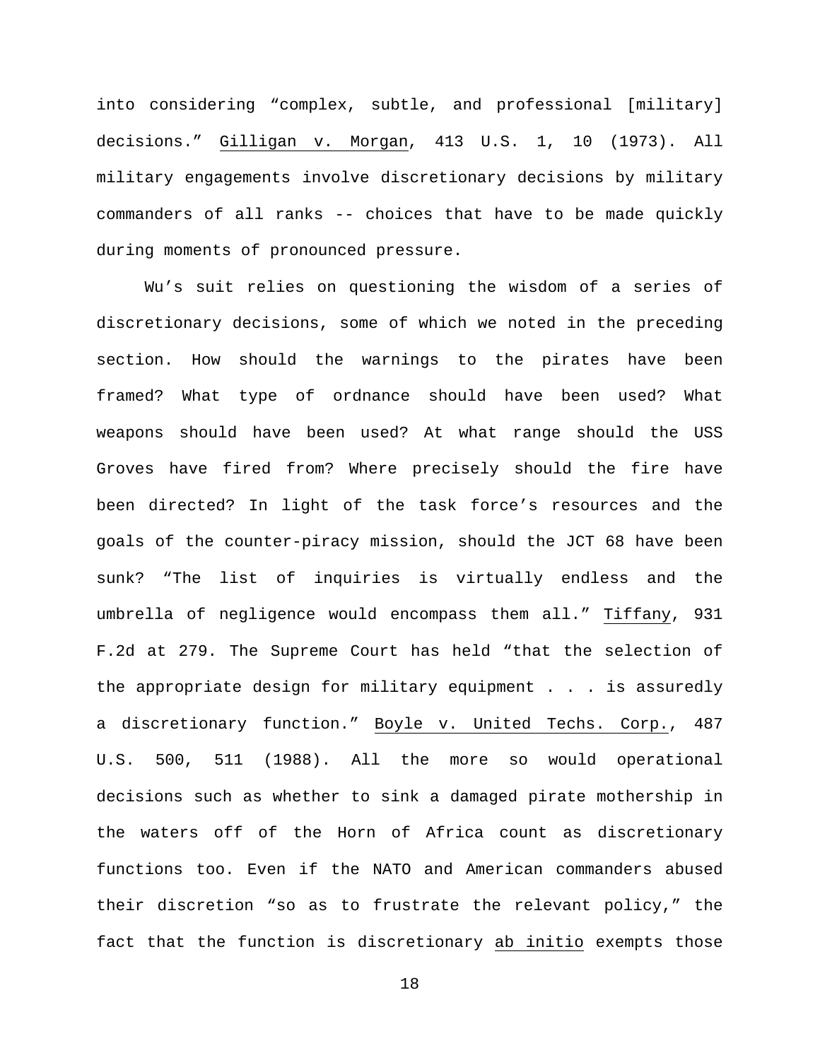into considering "complex, subtle, and professional [military] decisions." Gilligan v. Morgan, 413 U.S. 1, 10 (1973). All military engagements involve discretionary decisions by military commanders of all ranks -- choices that have to be made quickly during moments of pronounced pressure.

Wu's suit relies on questioning the wisdom of a series of discretionary decisions, some of which we noted in the preceding section. How should the warnings to the pirates have been framed? What type of ordnance should have been used? What weapons should have been used? At what range should the USS Groves have fired from? Where precisely should the fire have been directed? In light of the task force's resources and the goals of the counter-piracy mission, should the JCT 68 have been sunk? "The list of inquiries is virtually endless and the umbrella of negligence would encompass them all." Tiffany, 931 F.2d at 279. The Supreme Court has held "that the selection of the appropriate design for military equipment . . . is assuredly a discretionary function." Boyle v. United Techs. Corp., 487 U.S. 500, 511 (1988). All the more so would operational decisions such as whether to sink a damaged pirate mothership in the waters off of the Horn of Africa count as discretionary functions too. Even if the NATO and American commanders abused their discretion "so as to frustrate the relevant policy," the fact that the function is discretionary ab initio exempts those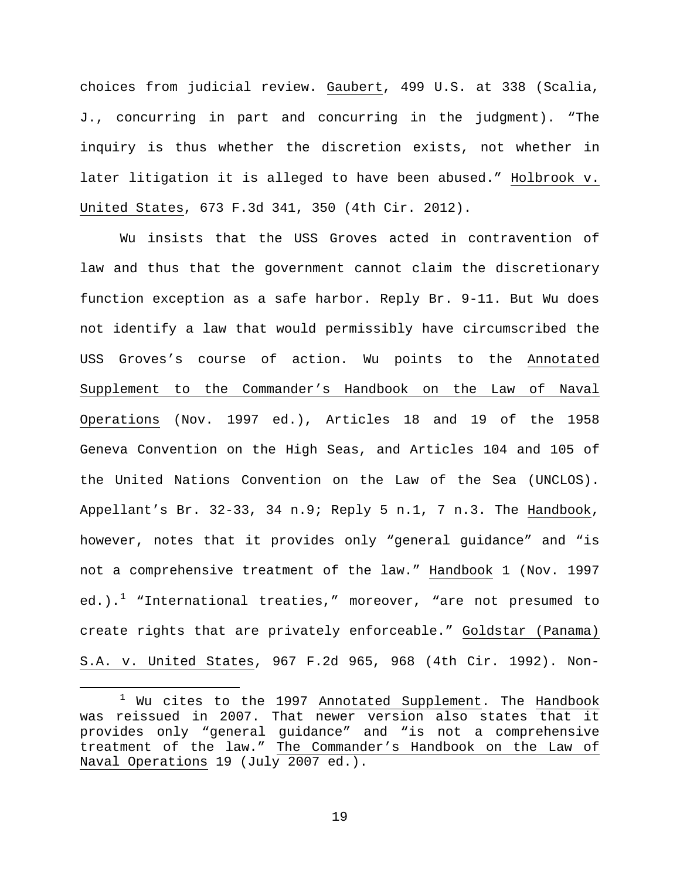choices from judicial review. Gaubert, 499 U.S. at 338 (Scalia, J., concurring in part and concurring in the judgment). "The inquiry is thus whether the discretion exists, not whether in later litigation it is alleged to have been abused." Holbrook v. United States, 673 F.3d 341, 350 (4th Cir. 2012).

Wu insists that the USS Groves acted in contravention of law and thus that the government cannot claim the discretionary function exception as a safe harbor. Reply Br. 9-11. But Wu does not identify a law that would permissibly have circumscribed the USS Groves's course of action. Wu points to the Annotated Supplement to the Commander's Handbook on the Law of Naval Operations (Nov. 1997 ed.), Articles 18 and 19 of the 1958 Geneva Convention on the High Seas, and Articles 104 and 105 of the United Nations Convention on the Law of the Sea (UNCLOS). Appellant's Br. 32-33, 34 n.9; Reply 5 n.1, 7 n.3. The Handbook, however, notes that it provides only "general guidance" and "is not a comprehensive treatment of the law." Handbook 1 (Nov. 1997 ed.).[1] "International treaties," moreover, "are not presumed to create rights that are privately enforceable." Goldstar (Panama) S.A. v. United States, 967 F.2d 965, 968 (4th Cir. 1992). Non-

[1] Wu cites to the 1997 Annotated Supplement. The Handbook was reissued in 2007. That newer version also states that it provides only "general guidance" and "is not a comprehensive treatment of the law." The Commander's Handbook on the Law of Naval Operations 19 (July 2007 ed.).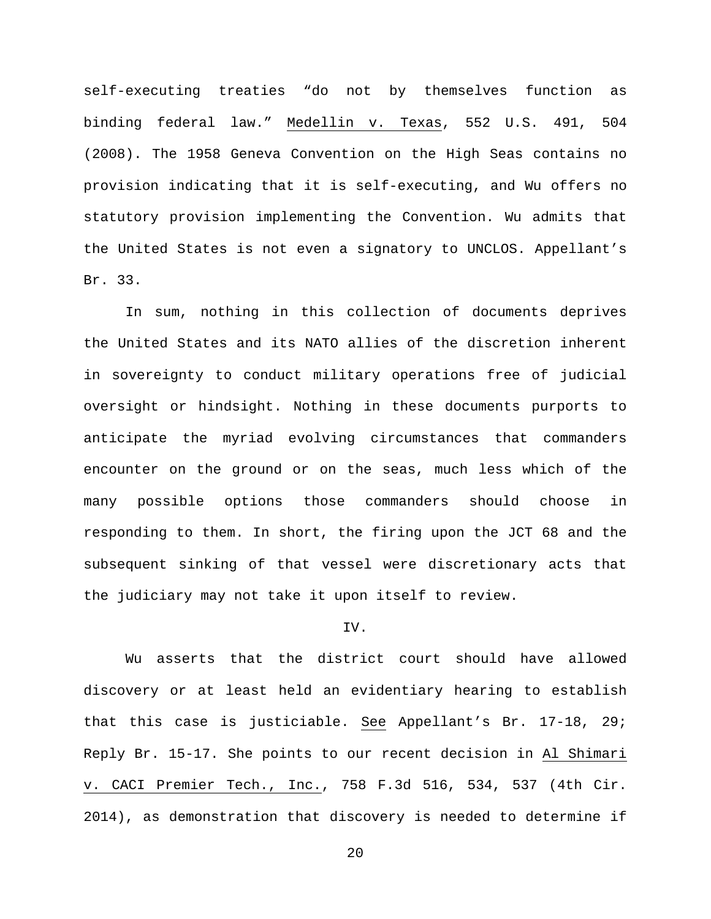self-executing treaties "do not by themselves function as binding federal law." Medellin v. Texas, 552 U.S. 491, 504 (2008). The 1958 Geneva Convention on the High Seas contains no provision indicating that it is self-executing, and Wu offers no statutory provision implementing the Convention. Wu admits that the United States is not even a signatory to UNCLOS. Appellant's Br. 33.

In sum, nothing in this collection of documents deprives the United States and its NATO allies of the discretion inherent in sovereignty to conduct military operations free of judicial oversight or hindsight. Nothing in these documents purports to anticipate the myriad evolving circumstances that commanders encounter on the ground or on the seas, much less which of the many possible options those commanders should choose in responding to them. In short, the firing upon the JCT 68 and the subsequent sinking of that vessel were discretionary acts that the judiciary may not take it upon itself to review.

## IV.

Wu asserts that the district court should have allowed discovery or at least held an evidentiary hearing to establish that this case is justiciable. See Appellant's Br. 17-18, 29; Reply Br. 15-17. She points to our recent decision in Al Shimari v. CACI Premier Tech., Inc., 758 F.3d 516, 534, 537 (4th Cir. 2014), as demonstration that discovery is needed to determine if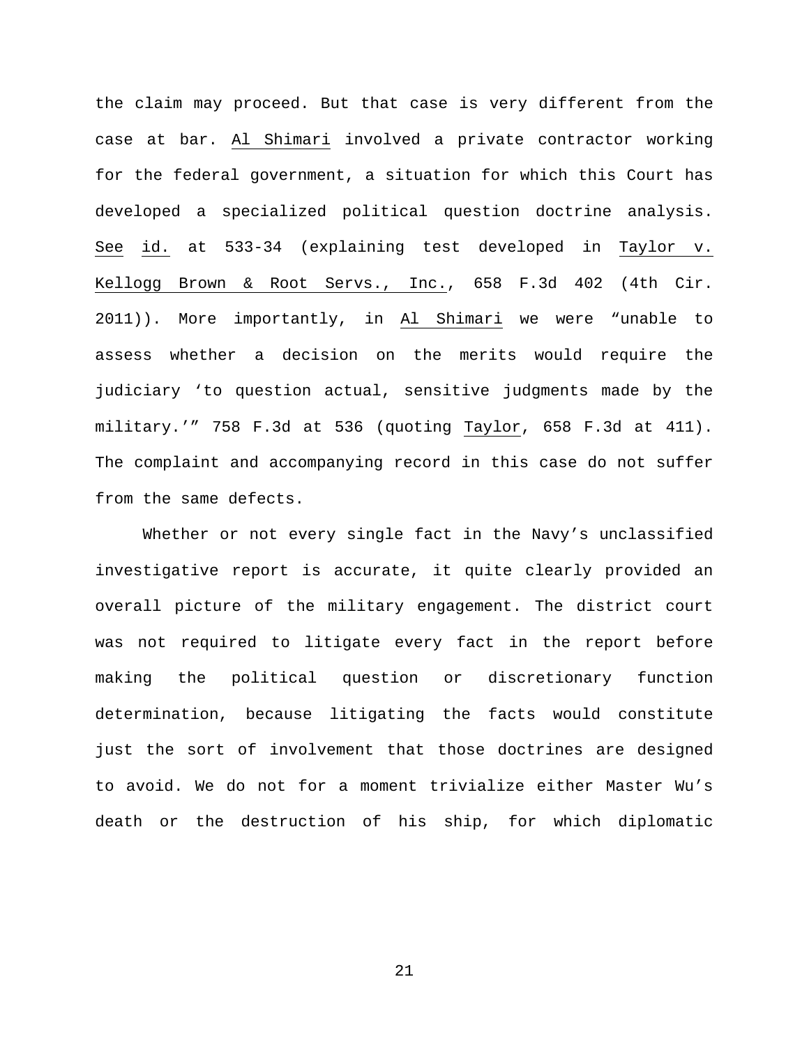the claim may proceed. But that case is very different from the case at bar. Al Shimari involved a private contractor working for the federal government, a situation for which this Court has developed a specialized political question doctrine analysis. See id. at 533-34 (explaining test developed in Taylor v. Kellogg Brown & Root Servs., Inc., 658 F.3d 402 (4th Cir. 2011)). More importantly, in Al Shimari we were "unable to assess whether a decision on the merits would require the judiciary 'to question actual, sensitive judgments made by the military.'" 758 F.3d at 536 (quoting Taylor, 658 F.3d at 411). The complaint and accompanying record in this case do not suffer from the same defects.

Whether or not every single fact in the Navy's unclassified investigative report is accurate, it quite clearly provided an overall picture of the military engagement. The district court was not required to litigate every fact in the report before making the political question or discretionary function determination, because litigating the facts would constitute just the sort of involvement that those doctrines are designed to avoid. We do not for a moment trivialize either Master Wu's death or the destruction of his ship, for which diplomatic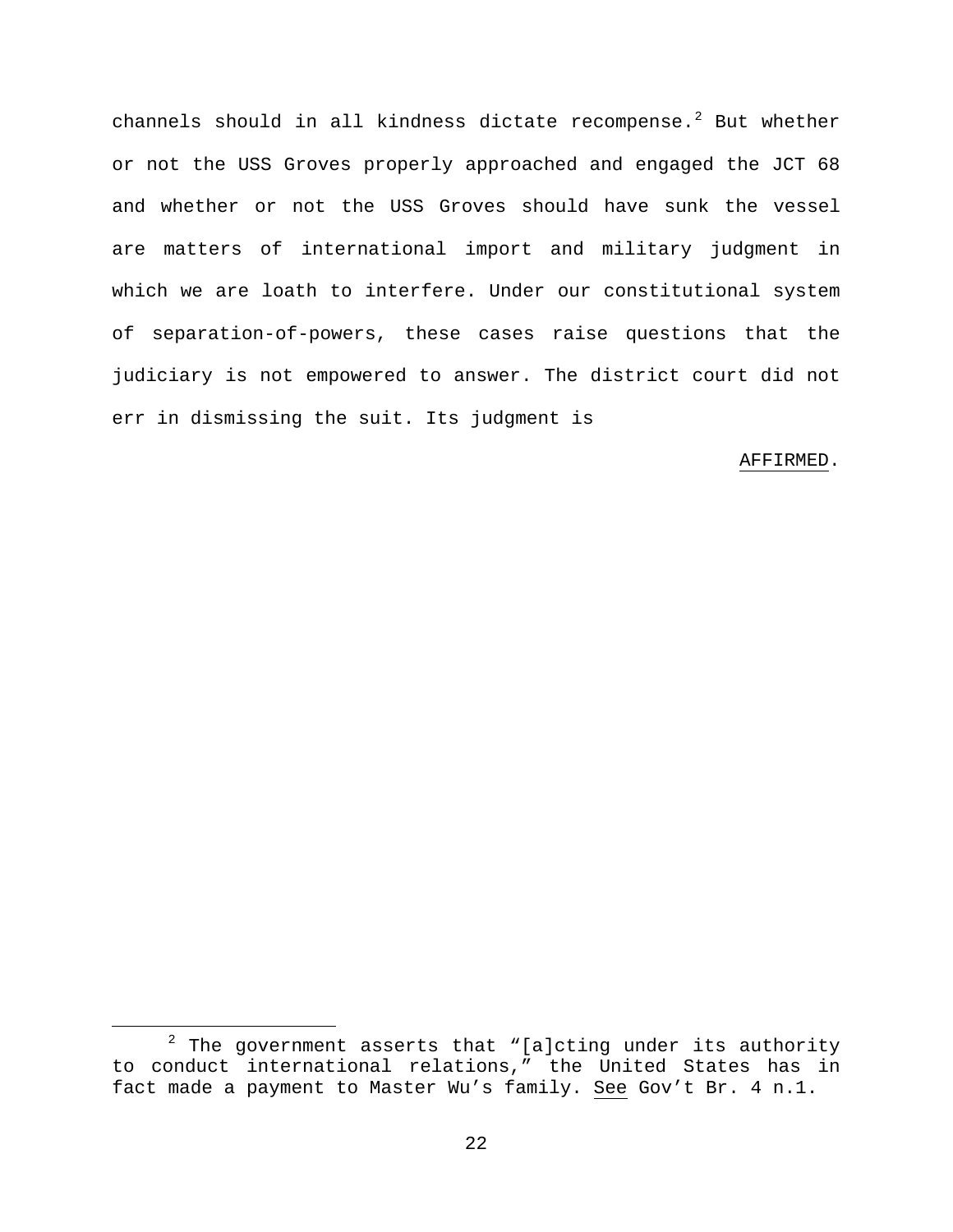channels should in all kindness dictate recompense.[2] But whether or not the USS Groves properly approached and engaged the JCT 68 and whether or not the USS Groves should have sunk the vessel are matters of international import and military judgment in which we are loath to interfere. Under our constitutional system of separation-of-powers, these cases raise questions that the judiciary is not empowered to answer. The district court did not err in dismissing the suit. Its judgment is

AFFIRMED.

---

[2] The government asserts that "[a]cting under its authority to conduct international relations," the United States has in fact made a payment to Master Wu's family. See Gov't Br. 4 n.1.